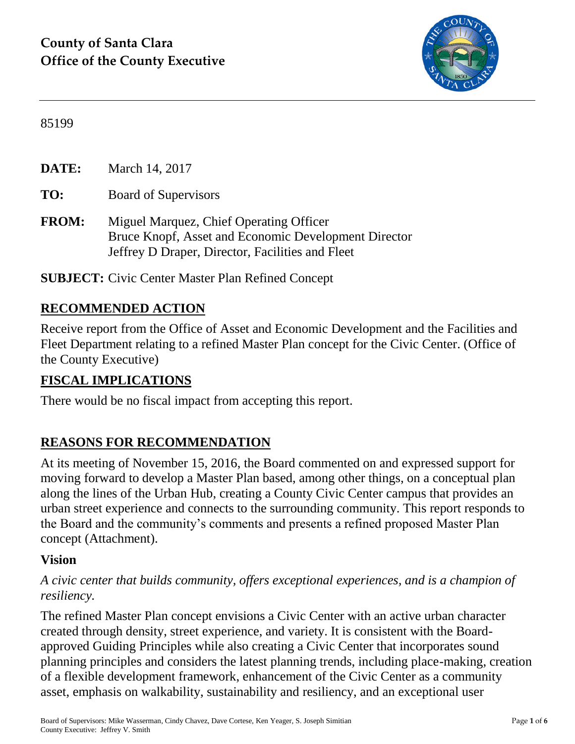**County of Santa Clara**
**Office of the County Executive**

85199

**DATE:** March 14, 2017

**TO:** Board of Supervisors

**FROM:** Miguel Marquez, Chief Operating Officer
Bruce Knopf, Asset and Economic Development Director
Jeffrey D Draper, Director, Facilities and Fleet

**SUBJECT:** Civic Center Master Plan Refined Concept

## RECOMMENDED ACTION

Receive report from the Office of Asset and Economic Development and the Facilities and Fleet Department relating to a refined Master Plan concept for the Civic Center. (Office of the County Executive)

## FISCAL IMPLICATIONS

There would be no fiscal impact from accepting this report.

## REASONS FOR RECOMMENDATION

At its meeting of November 15, 2016, the Board commented on and expressed support for moving forward to develop a Master Plan based, among other things, on a conceptual plan along the lines of the Urban Hub, creating a County Civic Center campus that provides an urban street experience and connects to the surrounding community. This report responds to the Board and the community's comments and presents a refined proposed Master Plan concept (Attachment).

### Vision

*A civic center that builds community, offers exceptional experiences, and is a champion of resiliency.*

The refined Master Plan concept envisions a Civic Center with an active urban character created through density, street experience, and variety. It is consistent with the Board-approved Guiding Principles while also creating a Civic Center that incorporates sound planning principles and considers the latest planning trends, including place-making, creation of a flexible development framework, enhancement of the Civic Center as a community asset, emphasis on walkability, sustainability and resiliency, and an exceptional user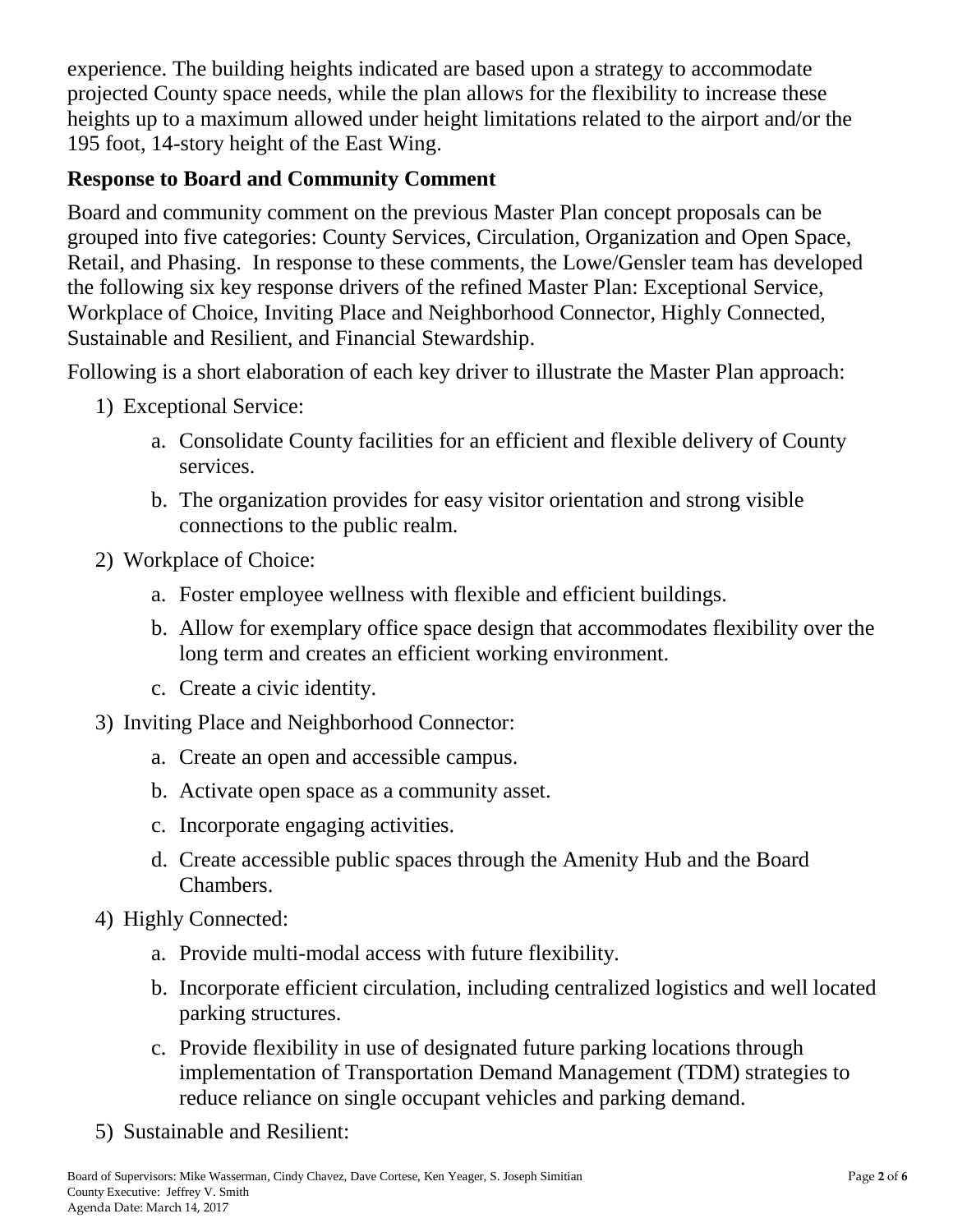experience. The building heights indicated are based upon a strategy to accommodate projected County space needs, while the plan allows for the flexibility to increase these heights up to a maximum allowed under height limitations related to the airport and/or the 195 foot, 14-story height of the East Wing.

**Response to Board and Community Comment**

Board and community comment on the previous Master Plan concept proposals can be grouped into five categories: County Services, Circulation, Organization and Open Space, Retail, and Phasing. In response to these comments, the Lowe/Gensler team has developed the following six key response drivers of the refined Master Plan: Exceptional Service, Workplace of Choice, Inviting Place and Neighborhood Connector, Highly Connected, Sustainable and Resilient, and Financial Stewardship.

Following is a short elaboration of each key driver to illustrate the Master Plan approach:

1) Exceptional Service:
   a. Consolidate County facilities for an efficient and flexible delivery of County services.
   b. The organization provides for easy visitor orientation and strong visible connections to the public realm.
2) Workplace of Choice:
   a. Foster employee wellness with flexible and efficient buildings.
   b. Allow for exemplary office space design that accommodates flexibility over the long term and creates an efficient working environment.
   c. Create a civic identity.
3) Inviting Place and Neighborhood Connector:
   a. Create an open and accessible campus.
   b. Activate open space as a community asset.
   c. Incorporate engaging activities.
   d. Create accessible public spaces through the Amenity Hub and the Board Chambers.
4) Highly Connected:
   a. Provide multi-modal access with future flexibility.
   b. Incorporate efficient circulation, including centralized logistics and well located parking structures.
   c. Provide flexibility in use of designated future parking locations through implementation of Transportation Demand Management (TDM) strategies to reduce reliance on single occupant vehicles and parking demand.
5) Sustainable and Resilient: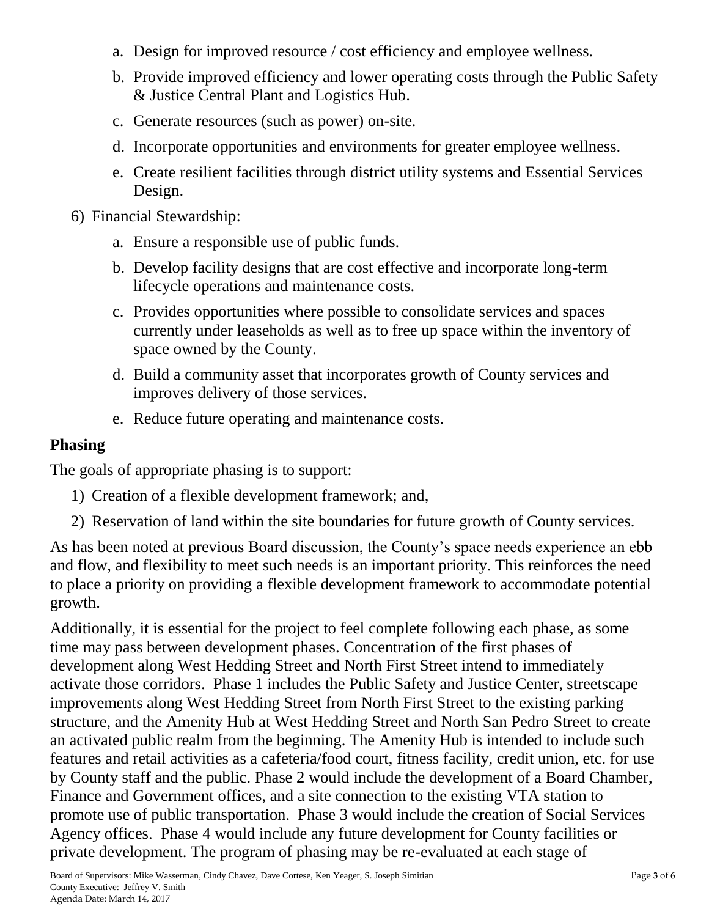a. Design for improved resource / cost efficiency and employee wellness.
   b. Provide improved efficiency and lower operating costs through the Public Safety & Justice Central Plant and Logistics Hub.
   c. Generate resources (such as power) on-site.
   d. Incorporate opportunities and environments for greater employee wellness.
   e. Create resilient facilities through district utility systems and Essential Services Design.

6) Financial Stewardship:
   a. Ensure a responsible use of public funds.
   b. Develop facility designs that are cost effective and incorporate long-term lifecycle operations and maintenance costs.
   c. Provides opportunities where possible to consolidate services and spaces currently under leaseholds as well as to free up space within the inventory of space owned by the County.
   d. Build a community asset that incorporates growth of County services and improves delivery of those services.
   e. Reduce future operating and maintenance costs.

## Phasing

The goals of appropriate phasing is to support:

1) Creation of a flexible development framework; and,
2) Reservation of land within the site boundaries for future growth of County services.

As has been noted at previous Board discussion, the County's space needs experience an ebb and flow, and flexibility to meet such needs is an important priority. This reinforces the need to place a priority on providing a flexible development framework to accommodate potential growth.

Additionally, it is essential for the project to feel complete following each phase, as some time may pass between development phases. Concentration of the first phases of development along West Hedding Street and North First Street intend to immediately activate those corridors. Phase 1 includes the Public Safety and Justice Center, streetscape improvements along West Hedding Street from North First Street to the existing parking structure, and the Amenity Hub at West Hedding Street and North San Pedro Street to create an activated public realm from the beginning. The Amenity Hub is intended to include such features and retail activities as a cafeteria/food court, fitness facility, credit union, etc. for use by County staff and the public. Phase 2 would include the development of a Board Chamber, Finance and Government offices, and a site connection to the existing VTA station to promote use of public transportation. Phase 3 would include the creation of Social Services Agency offices. Phase 4 would include any future development for County facilities or private development. The program of phasing may be re-evaluated at each stage of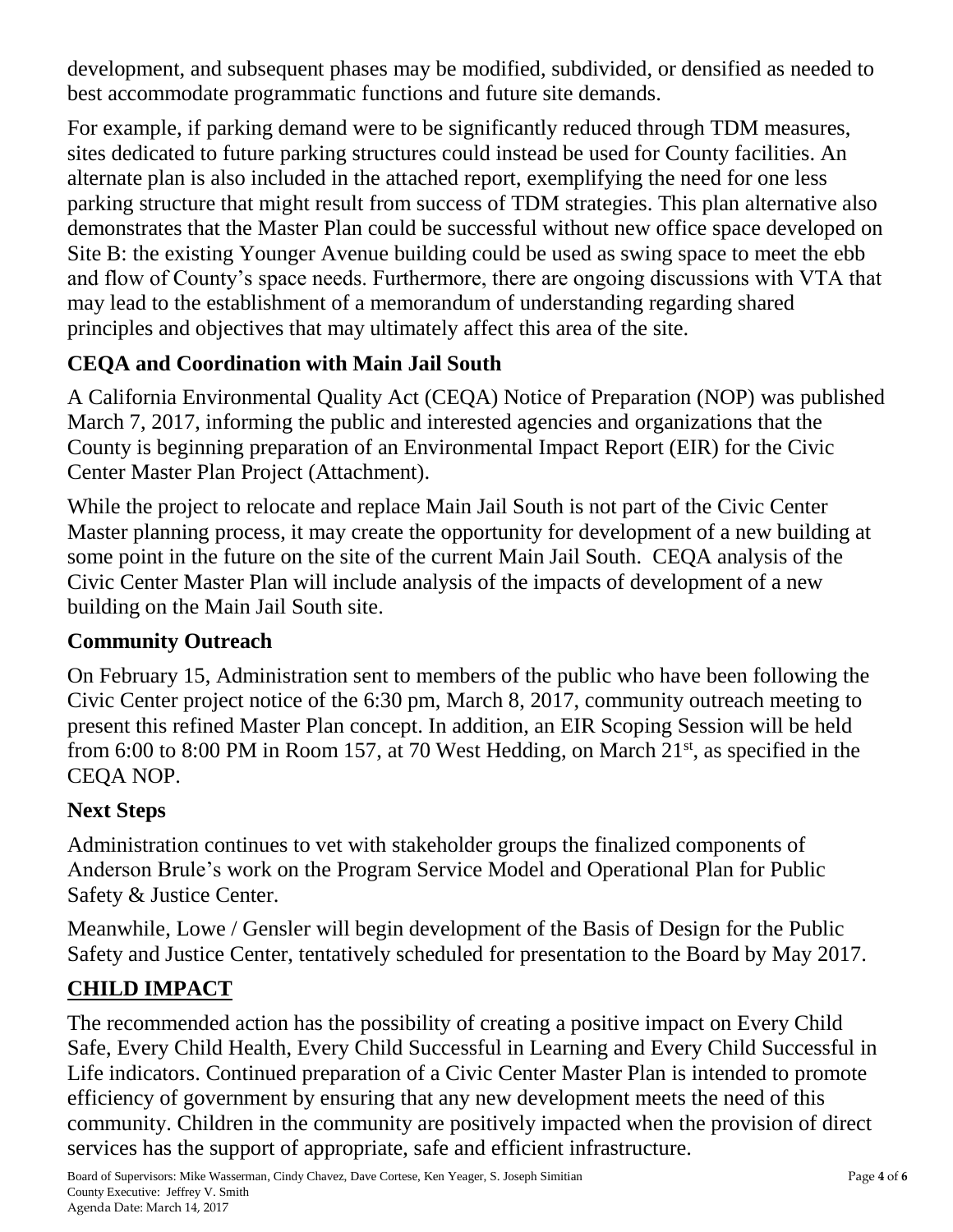development, and subsequent phases may be modified, subdivided, or densified as needed to best accommodate programmatic functions and future site demands.

For example, if parking demand were to be significantly reduced through TDM measures, sites dedicated to future parking structures could instead be used for County facilities. An alternate plan is also included in the attached report, exemplifying the need for one less parking structure that might result from success of TDM strategies. This plan alternative also demonstrates that the Master Plan could be successful without new office space developed on Site B: the existing Younger Avenue building could be used as swing space to meet the ebb and flow of County's space needs. Furthermore, there are ongoing discussions with VTA that may lead to the establishment of a memorandum of understanding regarding shared principles and objectives that may ultimately affect this area of the site.

### CEQA and Coordination with Main Jail South

A California Environmental Quality Act (CEQA) Notice of Preparation (NOP) was published March 7, 2017, informing the public and interested agencies and organizations that the County is beginning preparation of an Environmental Impact Report (EIR) for the Civic Center Master Plan Project (Attachment).

While the project to relocate and replace Main Jail South is not part of the Civic Center Master planning process, it may create the opportunity for development of a new building at some point in the future on the site of the current Main Jail South. CEQA analysis of the Civic Center Master Plan will include analysis of the impacts of development of a new building on the Main Jail South site.

### Community Outreach

On February 15, Administration sent to members of the public who have been following the Civic Center project notice of the 6:30 pm, March 8, 2017, community outreach meeting to present this refined Master Plan concept. In addition, an EIR Scoping Session will be held from 6:00 to 8:00 PM in Room 157, at 70 West Hedding, on March 21st, as specified in the CEQA NOP.

### Next Steps

Administration continues to vet with stakeholder groups the finalized components of Anderson Brule's work on the Program Service Model and Operational Plan for Public Safety & Justice Center.

Meanwhile, Lowe / Gensler will begin development of the Basis of Design for the Public Safety and Justice Center, tentatively scheduled for presentation to the Board by May 2017.

## CHILD IMPACT

The recommended action has the possibility of creating a positive impact on Every Child Safe, Every Child Health, Every Child Successful in Learning and Every Child Successful in Life indicators. Continued preparation of a Civic Center Master Plan is intended to promote efficiency of government by ensuring that any new development meets the need of this community. Children in the community are positively impacted when the provision of direct services has the support of appropriate, safe and efficient infrastructure.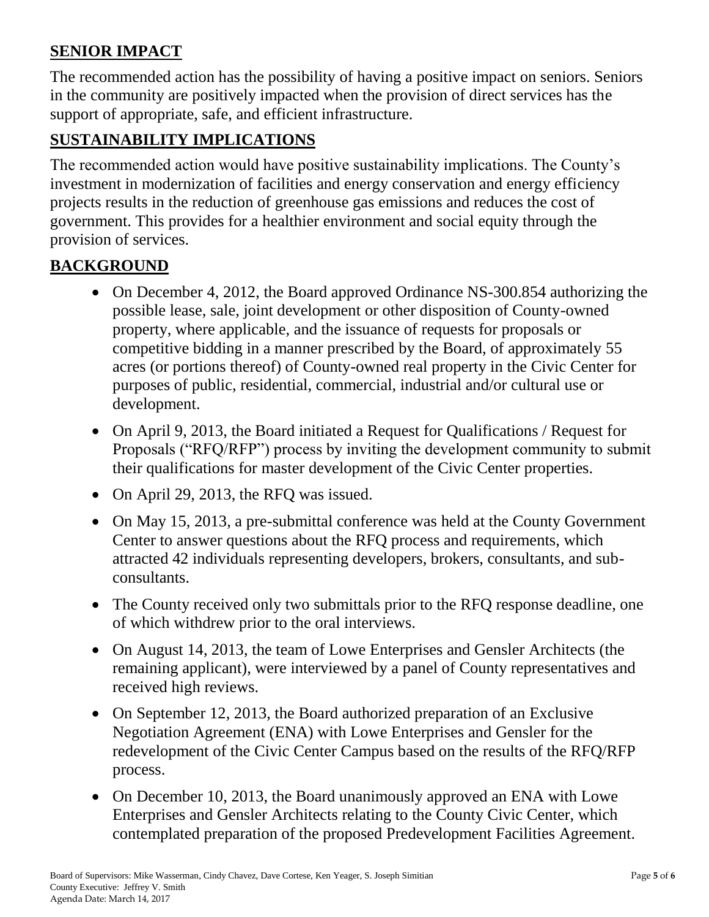## SENIOR IMPACT

The recommended action has the possibility of having a positive impact on seniors. Seniors in the community are positively impacted when the provision of direct services has the support of appropriate, safe, and efficient infrastructure.

## SUSTAINABILITY IMPLICATIONS

The recommended action would have positive sustainability implications. The County's investment in modernization of facilities and energy conservation and energy efficiency projects results in the reduction of greenhouse gas emissions and reduces the cost of government. This provides for a healthier environment and social equity through the provision of services.

## BACKGROUND

- On December 4, 2012, the Board approved Ordinance NS-300.854 authorizing the possible lease, sale, joint development or other disposition of County-owned property, where applicable, and the issuance of requests for proposals or competitive bidding in a manner prescribed by the Board, of approximately 55 acres (or portions thereof) of County-owned real property in the Civic Center for purposes of public, residential, commercial, industrial and/or cultural use or development.
- On April 9, 2013, the Board initiated a Request for Qualifications / Request for Proposals ("RFQ/RFP") process by inviting the development community to submit their qualifications for master development of the Civic Center properties.
- On April 29, 2013, the RFQ was issued.
- On May 15, 2013, a pre-submittal conference was held at the County Government Center to answer questions about the RFQ process and requirements, which attracted 42 individuals representing developers, brokers, consultants, and sub-consultants.
- The County received only two submittals prior to the RFQ response deadline, one of which withdrew prior to the oral interviews.
- On August 14, 2013, the team of Lowe Enterprises and Gensler Architects (the remaining applicant), were interviewed by a panel of County representatives and received high reviews.
- On September 12, 2013, the Board authorized preparation of an Exclusive Negotiation Agreement (ENA) with Lowe Enterprises and Gensler for the redevelopment of the Civic Center Campus based on the results of the RFQ/RFP process.
- On December 10, 2013, the Board unanimously approved an ENA with Lowe Enterprises and Gensler Architects relating to the County Civic Center, which contemplated preparation of the proposed Predevelopment Facilities Agreement.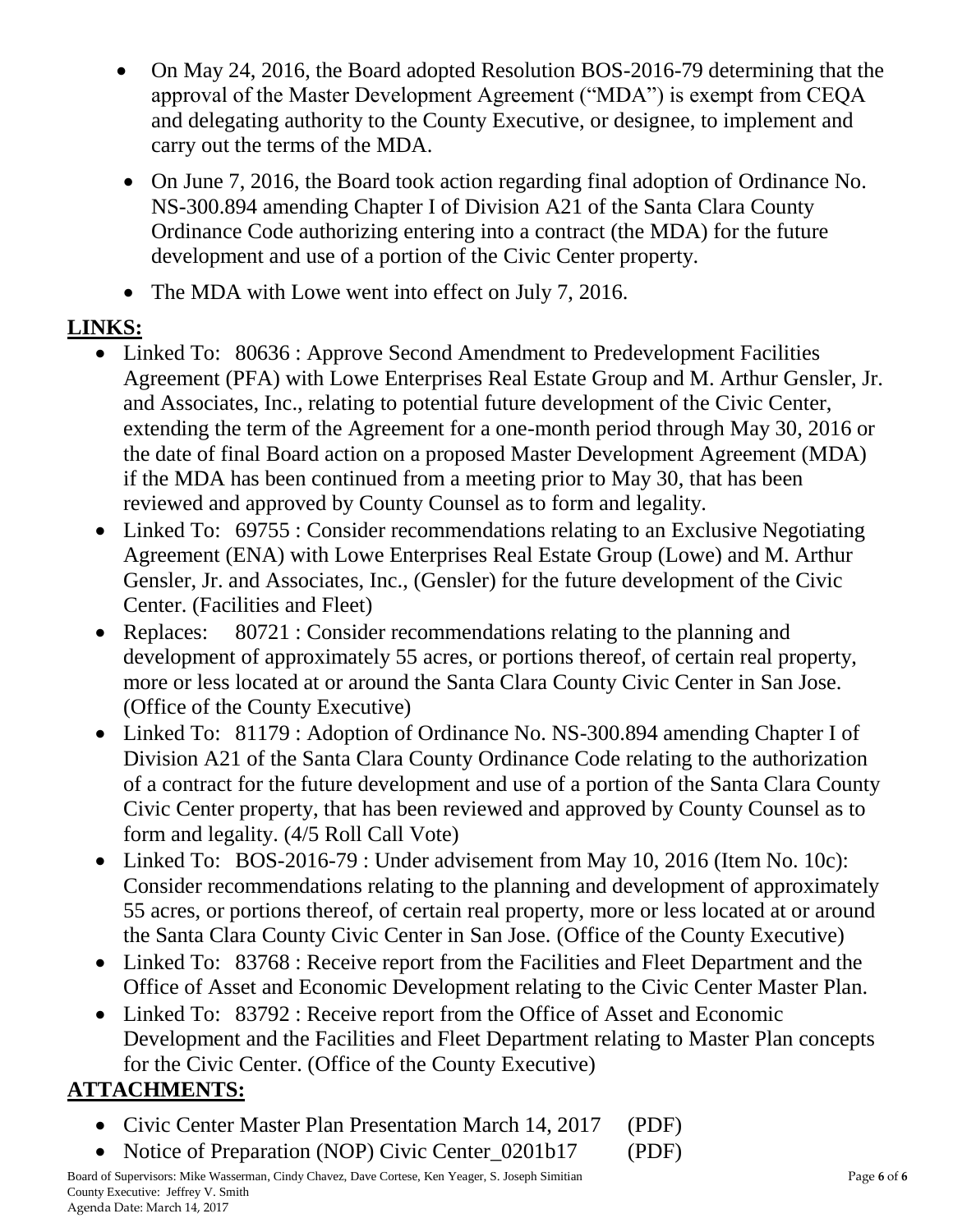- On May 24, 2016, the Board adopted Resolution BOS-2016-79 determining that the approval of the Master Development Agreement ("MDA") is exempt from CEQA and delegating authority to the County Executive, or designee, to implement and carry out the terms of the MDA.
- On June 7, 2016, the Board took action regarding final adoption of Ordinance No. NS-300.894 amending Chapter I of Division A21 of the Santa Clara County Ordinance Code authorizing entering into a contract (the MDA) for the future development and use of a portion of the Civic Center property.
- The MDA with Lowe went into effect on July 7, 2016.

## LINKS:

- Linked To: 80636 : Approve Second Amendment to Predevelopment Facilities Agreement (PFA) with Lowe Enterprises Real Estate Group and M. Arthur Gensler, Jr. and Associates, Inc., relating to potential future development of the Civic Center, extending the term of the Agreement for a one-month period through May 30, 2016 or the date of final Board action on a proposed Master Development Agreement (MDA) if the MDA has been continued from a meeting prior to May 30, that has been reviewed and approved by County Counsel as to form and legality.
- Linked To: 69755 : Consider recommendations relating to an Exclusive Negotiating Agreement (ENA) with Lowe Enterprises Real Estate Group (Lowe) and M. Arthur Gensler, Jr. and Associates, Inc., (Gensler) for the future development of the Civic Center. (Facilities and Fleet)
- Replaces: 80721 : Consider recommendations relating to the planning and development of approximately 55 acres, or portions thereof, of certain real property, more or less located at or around the Santa Clara County Civic Center in San Jose. (Office of the County Executive)
- Linked To: 81179 : Adoption of Ordinance No. NS-300.894 amending Chapter I of Division A21 of the Santa Clara County Ordinance Code relating to the authorization of a contract for the future development and use of a portion of the Santa Clara County Civic Center property, that has been reviewed and approved by County Counsel as to form and legality. (4/5 Roll Call Vote)
- Linked To: BOS-2016-79 : Under advisement from May 10, 2016 (Item No. 10c): Consider recommendations relating to the planning and development of approximately 55 acres, or portions thereof, of certain real property, more or less located at or around the Santa Clara County Civic Center in San Jose. (Office of the County Executive)
- Linked To: 83768 : Receive report from the Facilities and Fleet Department and the Office of Asset and Economic Development relating to the Civic Center Master Plan.
- Linked To: 83792 : Receive report from the Office of Asset and Economic Development and the Facilities and Fleet Department relating to Master Plan concepts for the Civic Center. (Office of the County Executive)

## ATTACHMENTS:

- Civic Center Master Plan Presentation March 14, 2017 (PDF)
- Notice of Preparation (NOP) Civic Center_0201b17 (PDF)